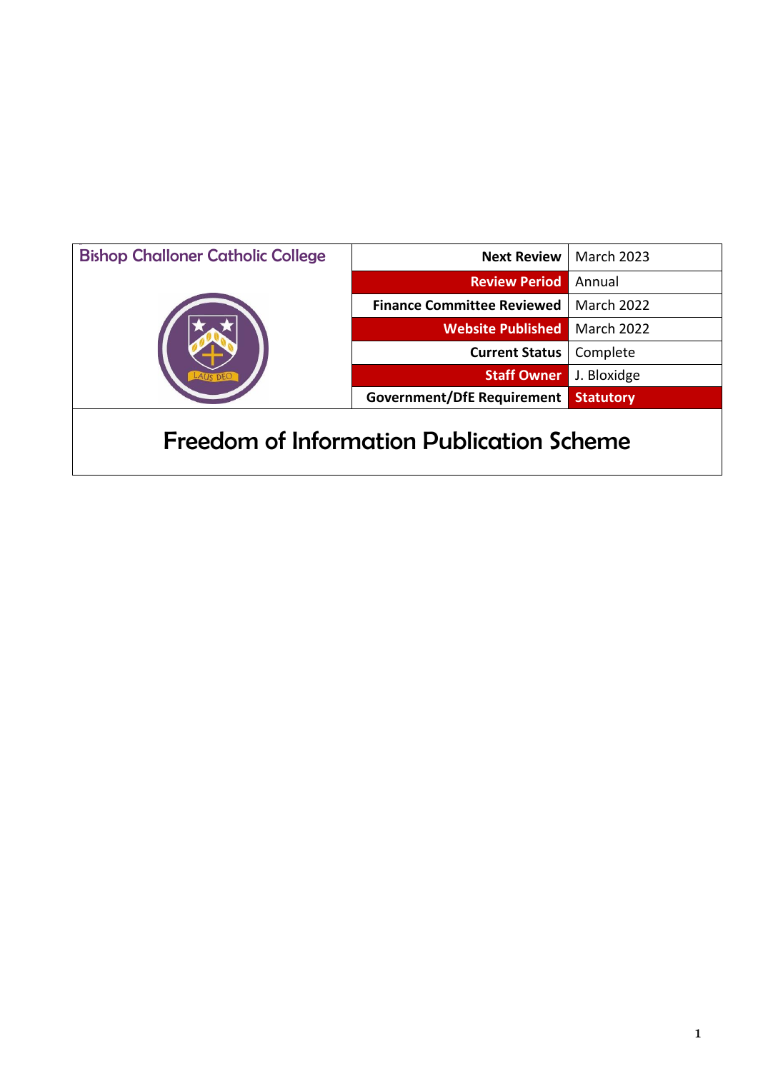| Bishop Challoner Catholic College | Next Review | March 2023 |
|---|---|---|
| | Review Period | Annual |
| | Finance Committee Reviewed | March 2022 |
| | Website Published | March 2022 |
| | Current Status | Complete |
| | Staff Owner | J. Bloxidge |
| | Government/DfE Requirement | Statutory |

# Freedom of Information Publication Scheme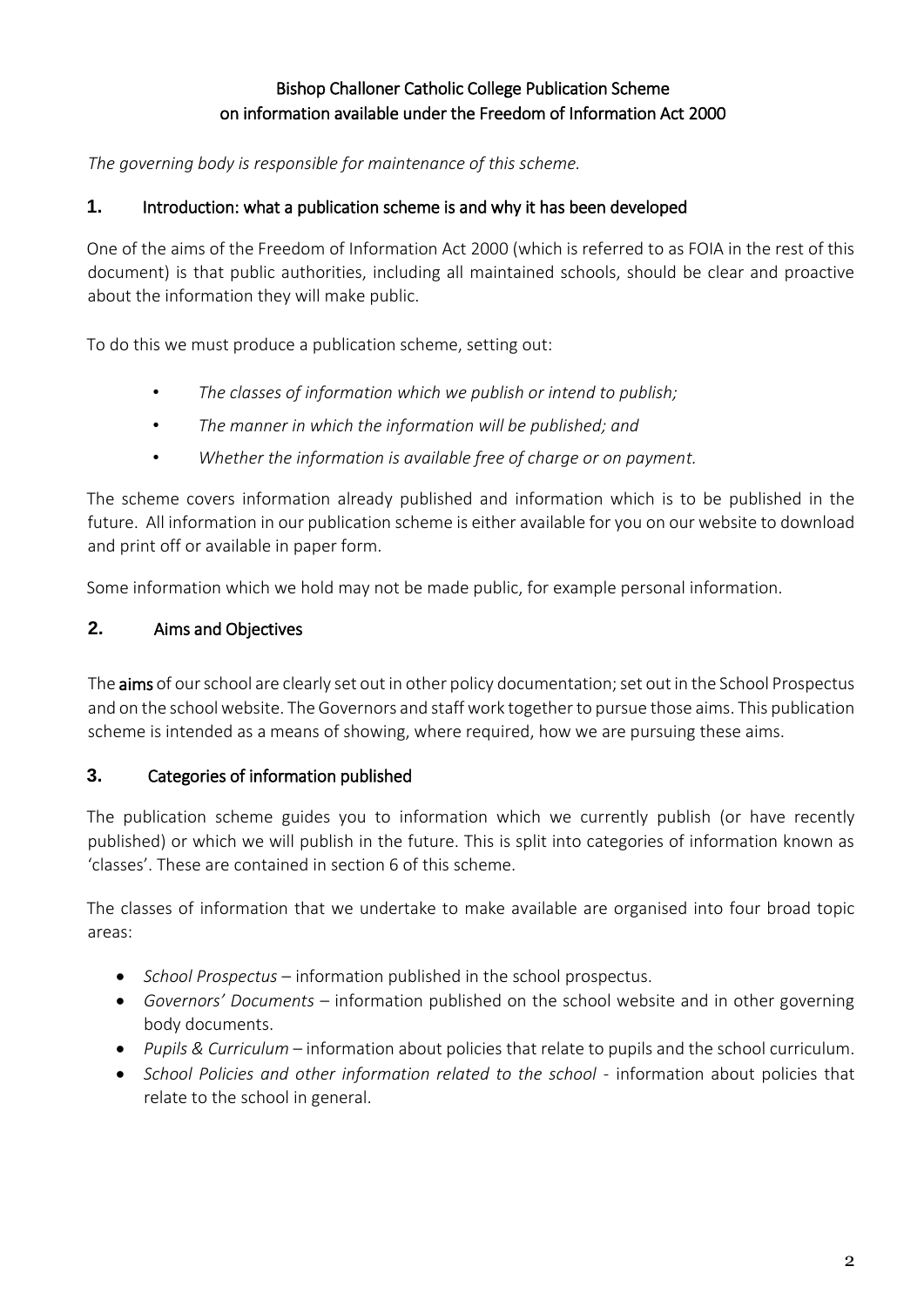# Bishop Challoner Catholic College Publication Scheme on information available under the Freedom of Information Act 2000

*The governing body is responsible for maintenance of this scheme.*

## 1. Introduction: what a publication scheme is and why it has been developed

One of the aims of the Freedom of Information Act 2000 (which is referred to as FOIA in the rest of this document) is that public authorities, including all maintained schools, should be clear and proactive about the information they will make public.

To do this we must produce a publication scheme, setting out:

- *The classes of information which we publish or intend to publish;*
- *The manner in which the information will be published; and*
- *Whether the information is available free of charge or on payment.*

The scheme covers information already published and information which is to be published in the future. All information in our publication scheme is either available for you on our website to download and print off or available in paper form.

Some information which we hold may not be made public, for example personal information.

## 2. Aims and Objectives

The **aims** of our school are clearly set out in other policy documentation; set out in the School Prospectus and on the school website. The Governors and staff work together to pursue those aims. This publication scheme is intended as a means of showing, where required, how we are pursuing these aims.

## 3. Categories of information published

The publication scheme guides you to information which we currently publish (or have recently published) or which we will publish in the future. This is split into categories of information known as 'classes'. These are contained in section 6 of this scheme.

The classes of information that we undertake to make available are organised into four broad topic areas:

- *School Prospectus* – information published in the school prospectus.
- *Governors' Documents* – information published on the school website and in other governing body documents.
- *Pupils & Curriculum* – information about policies that relate to pupils and the school curriculum.
- *School Policies and other information related to the school* - information about policies that relate to the school in general.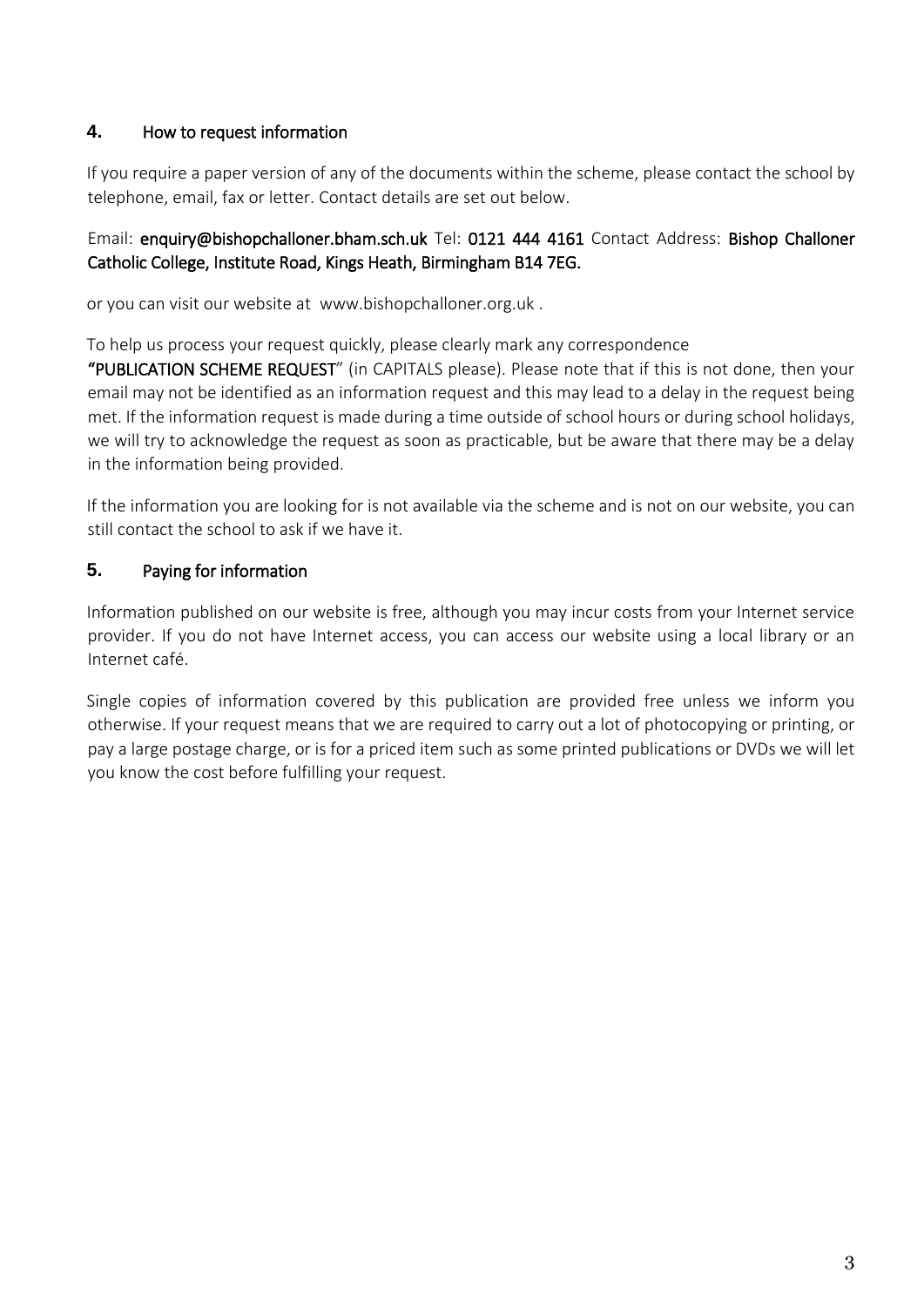## 4. How to request information

If you require a paper version of any of the documents within the scheme, please contact the school by telephone, email, fax or letter. Contact details are set out below.

Email: **enquiry@bishopchalloner.bham.sch.uk** Tel: **0121 444 4161** Contact Address: **Bishop Challoner Catholic College, Institute Road, Kings Heath, Birmingham B14 7EG.**

or you can visit our website at www.bishopchalloner.org.uk .

To help us process your request quickly, please clearly mark any correspondence **"PUBLICATION SCHEME REQUEST"** (in CAPITALS please). Please note that if this is not done, then your email may not be identified as an information request and this may lead to a delay in the request being met. If the information request is made during a time outside of school hours or during school holidays, we will try to acknowledge the request as soon as practicable, but be aware that there may be a delay in the information being provided.

If the information you are looking for is not available via the scheme and is not on our website, you can still contact the school to ask if we have it.

## 5. Paying for information

Information published on our website is free, although you may incur costs from your Internet service provider. If you do not have Internet access, you can access our website using a local library or an Internet café.

Single copies of information covered by this publication are provided free unless we inform you otherwise. If your request means that we are required to carry out a lot of photocopying or printing, or pay a large postage charge, or is for a priced item such as some printed publications or DVDs we will let you know the cost before fulfilling your request.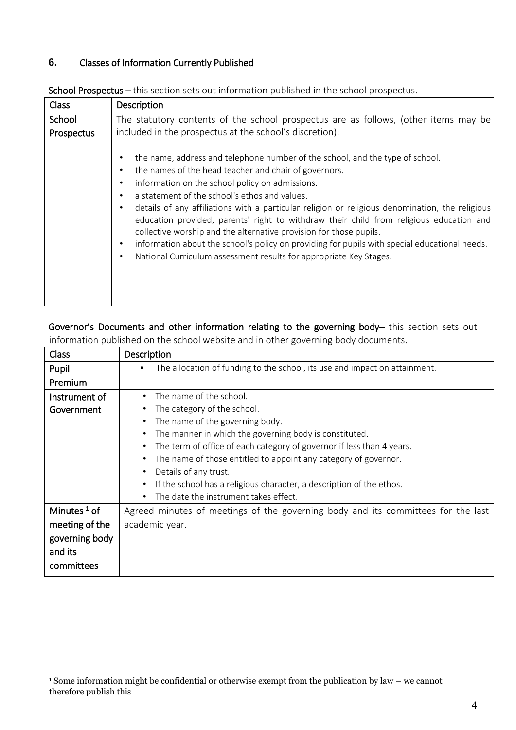## 6. Classes of Information Currently Published

**School Prospectus –** this section sets out information published in the school prospectus.

| Class | Description |
|---|---|
| School Prospectus | The statutory contents of the school prospectus are as follows, (other items may be included in the prospectus at the school's discretion):<br><br>• the name, address and telephone number of the school, and the type of school.<br>• the names of the head teacher and chair of governors.<br>• information on the school policy on admissions.<br>• a statement of the school's ethos and values.<br>• details of any affiliations with a particular religion or religious denomination, the religious education provided, parents' right to withdraw their child from religious education and collective worship and the alternative provision for those pupils.<br>• information about the school's policy on providing for pupils with special educational needs.<br>• National Curriculum assessment results for appropriate Key Stages. |

**Governor's Documents and other information relating to the governing body–** this section sets out information published on the school website and in other governing body documents.

| Class | Description |
|---|---|
| Pupil Premium | • The allocation of funding to the school, its use and impact on attainment. |
| Instrument of Government | • The name of the school.<br>• The category of the school.<br>• The name of the governing body.<br>• The manner in which the governing body is constituted.<br>• The term of office of each category of governor if less than 4 years.<br>• The name of those entitled to appoint any category of governor.<br>• Details of any trust.<br>• If the school has a religious character, a description of the ethos.<br>• The date the instrument takes effect. |
| Minutes [1] of meeting of the governing body and its committees | Agreed minutes of meetings of the governing body and its committees for the last academic year. |

[1] Some information might be confidential or otherwise exempt from the publication by law – we cannot therefore publish this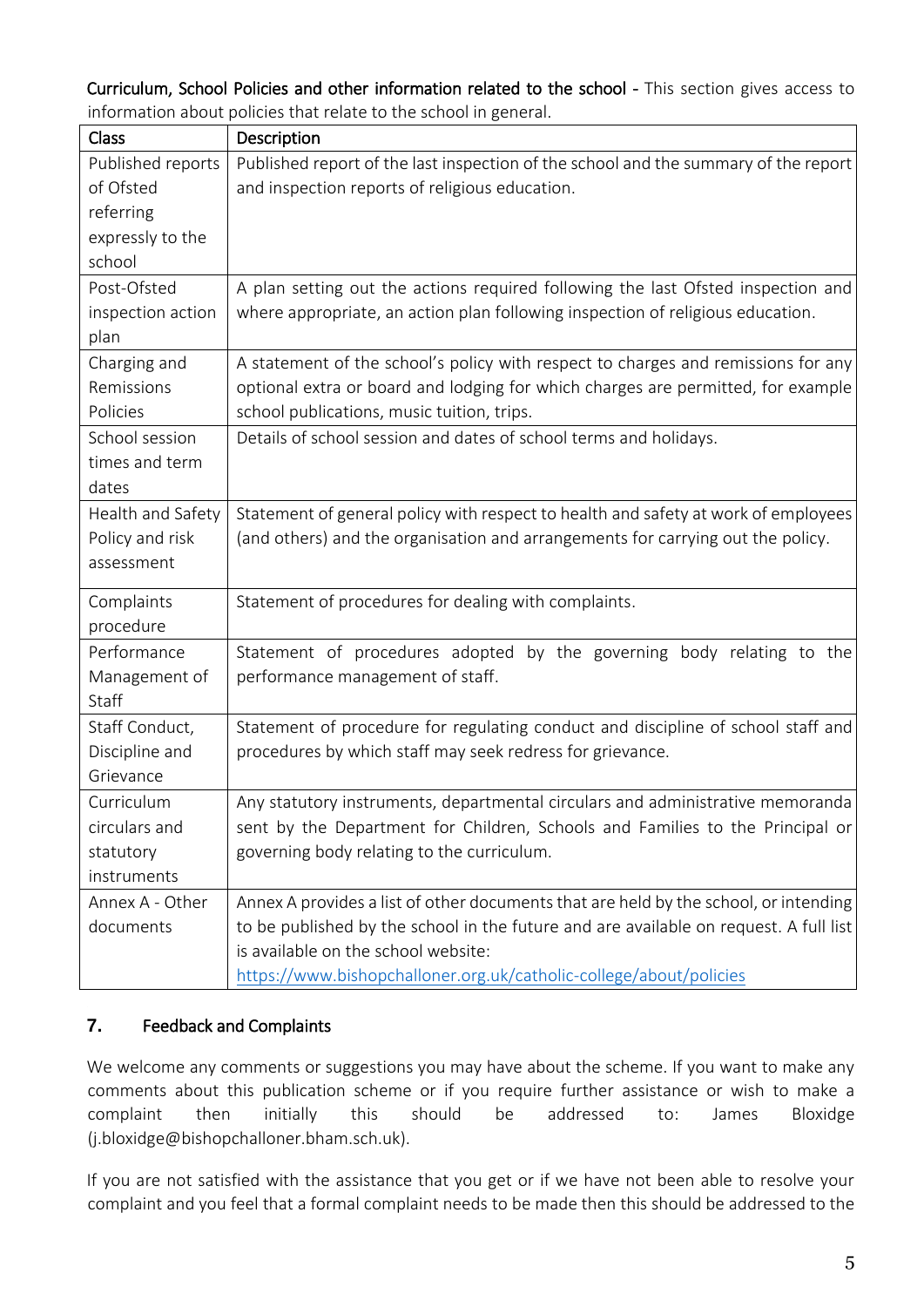**Curriculum, School Policies and other information related to the school** - This section gives access to information about policies that relate to the school in general.

| Class | Description |
|---|---|
| Published reports of Ofsted referring expressly to the school | Published report of the last inspection of the school and the summary of the report and inspection reports of religious education. |
| Post-Ofsted inspection action plan | A plan setting out the actions required following the last Ofsted inspection and where appropriate, an action plan following inspection of religious education. |
| Charging and Remissions Policies | A statement of the school's policy with respect to charges and remissions for any optional extra or board and lodging for which charges are permitted, for example school publications, music tuition, trips. |
| School session times and term dates | Details of school session and dates of school terms and holidays. |
| Health and Safety Policy and risk assessment | Statement of general policy with respect to health and safety at work of employees (and others) and the organisation and arrangements for carrying out the policy. |
| Complaints procedure | Statement of procedures for dealing with complaints. |
| Performance Management of Staff | Statement of procedures adopted by the governing body relating to the performance management of staff. |
| Staff Conduct, Discipline and Grievance | Statement of procedure for regulating conduct and discipline of school staff and procedures by which staff may seek redress for grievance. |
| Curriculum circulars and statutory instruments | Any statutory instruments, departmental circulars and administrative memoranda sent by the Department for Children, Schools and Families to the Principal or governing body relating to the curriculum. |
| Annex A - Other documents | Annex A provides a list of other documents that are held by the school, or intending to be published by the school in the future and are available on request. A full list is available on the school website: https://www.bishopchalloner.org.uk/catholic-college/about/policies |

## 7. Feedback and Complaints

We welcome any comments or suggestions you may have about the scheme. If you want to make any comments about this publication scheme or if you require further assistance or wish to make a complaint then initially this should be addressed to: James Bloxidge (j.bloxidge@bishopchalloner.bham.sch.uk).

If you are not satisfied with the assistance that you get or if we have not been able to resolve your complaint and you feel that a formal complaint needs to be made then this should be addressed to the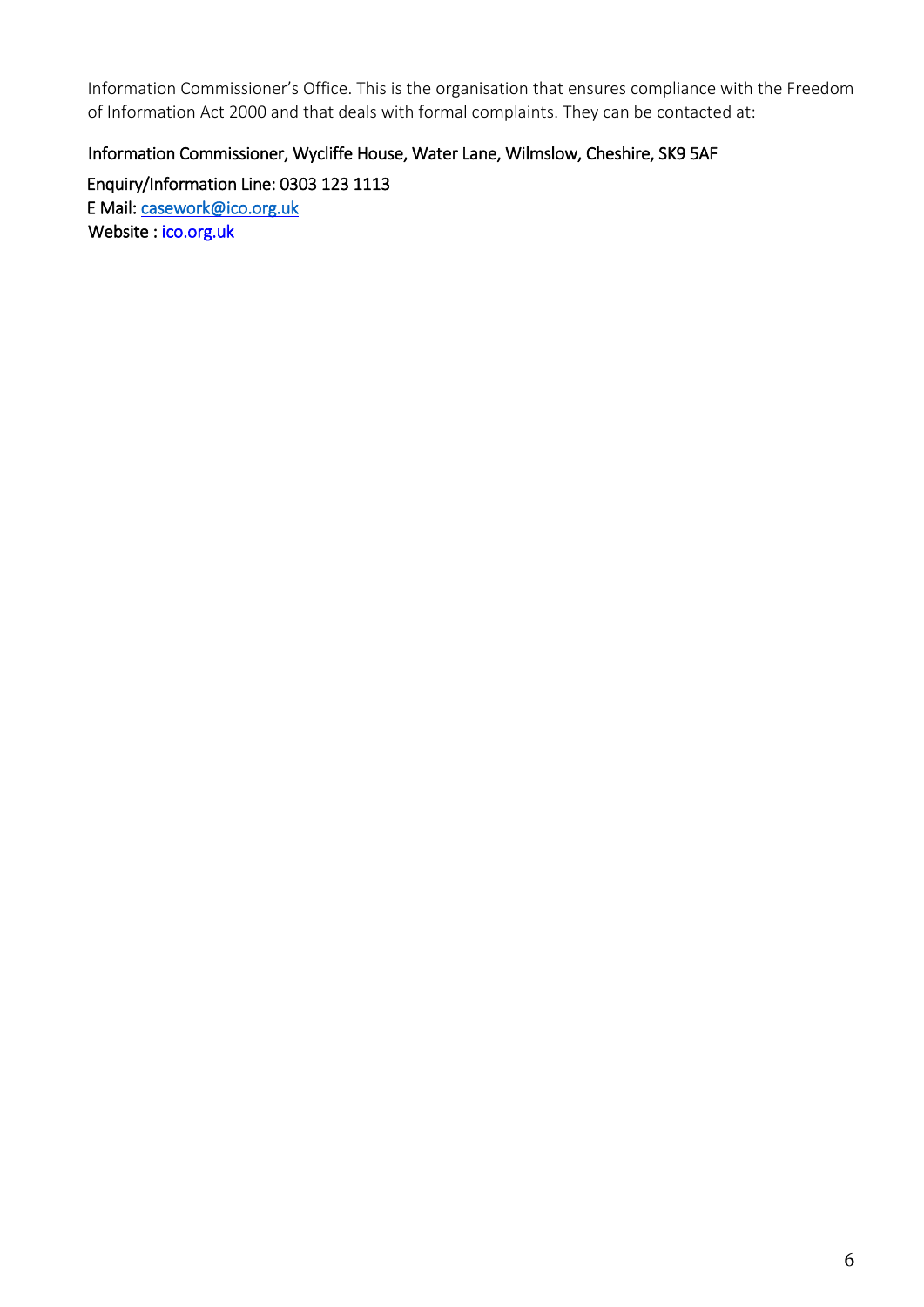Information Commissioner's Office. This is the organisation that ensures compliance with the Freedom of Information Act 2000 and that deals with formal complaints. They can be contacted at:

Information Commissioner, Wycliffe House, Water Lane, Wilmslow, Cheshire, SK9 5AF

Enquiry/Information Line: 0303 123 1113  
E Mail: casework@ico.org.uk  
Website : ico.org.uk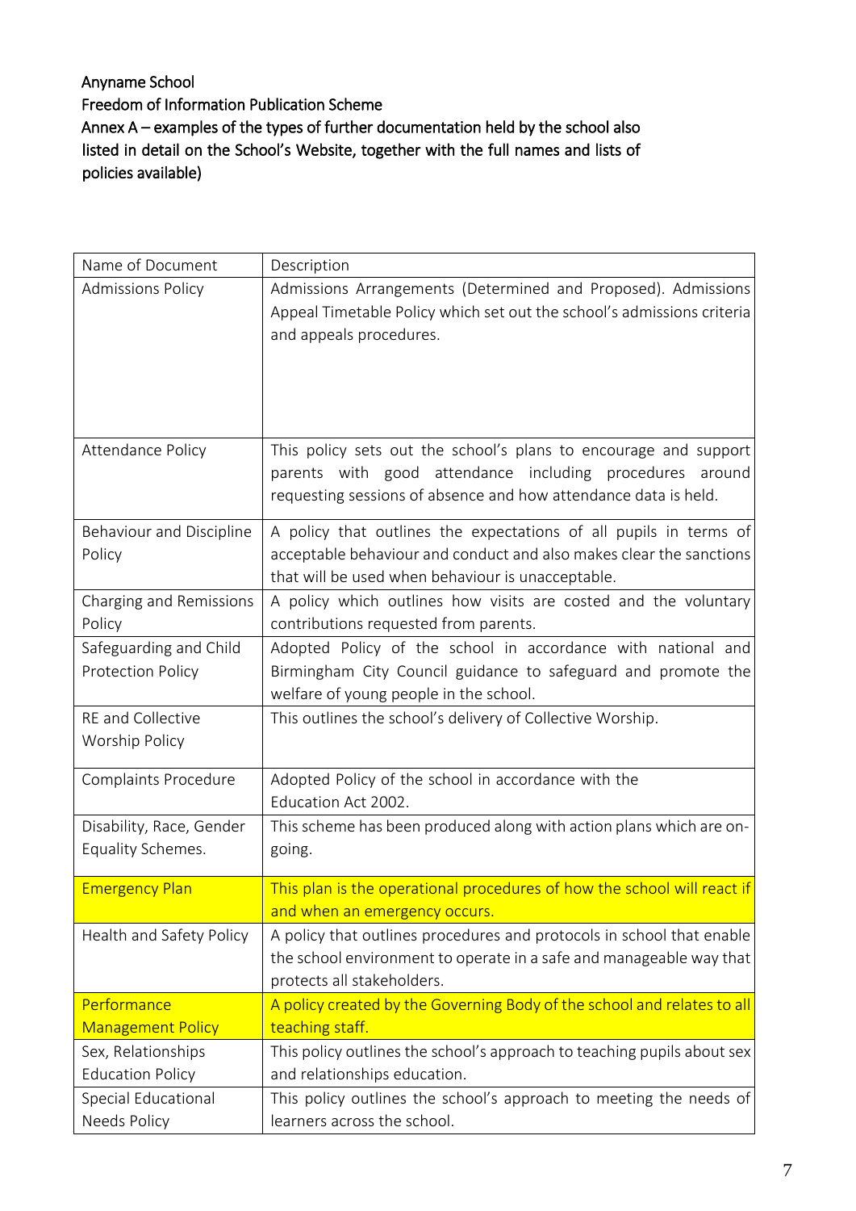Anyname School

Freedom of Information Publication Scheme

Annex A – examples of the types of further documentation held by the school also listed in detail on the School's Website, together with the full names and lists of policies available)

| Name of Document | Description |
|---|---|
| Admissions Policy | Admissions Arrangements (Determined and Proposed). Admissions Appeal Timetable Policy which set out the school's admissions criteria and appeals procedures. |
| Attendance Policy | This policy sets out the school's plans to encourage and support parents with good attendance including procedures around requesting sessions of absence and how attendance data is held. |
| Behaviour and Discipline Policy | A policy that outlines the expectations of all pupils in terms of acceptable behaviour and conduct and also makes clear the sanctions that will be used when behaviour is unacceptable. |
| Charging and Remissions Policy | A policy which outlines how visits are costed and the voluntary contributions requested from parents. |
| Safeguarding and Child Protection Policy | Adopted Policy of the school in accordance with national and Birmingham City Council guidance to safeguard and promote the welfare of young people in the school. |
| RE and Collective Worship Policy | This outlines the school's delivery of Collective Worship. |
| Complaints Procedure | Adopted Policy of the school in accordance with the Education Act 2002. |
| Disability, Race, Gender Equality Schemes. | This scheme has been produced along with action plans which are on-going. |
| Emergency Plan | This plan is the operational procedures of how the school will react if and when an emergency occurs. |
| Health and Safety Policy | A policy that outlines procedures and protocols in school that enable the school environment to operate in a safe and manageable way that protects all stakeholders. |
| Performance Management Policy | A policy created by the Governing Body of the school and relates to all teaching staff. |
| Sex, Relationships Education Policy | This policy outlines the school's approach to teaching pupils about sex and relationships education. |
| Special Educational Needs Policy | This policy outlines the school's approach to meeting the needs of learners across the school. |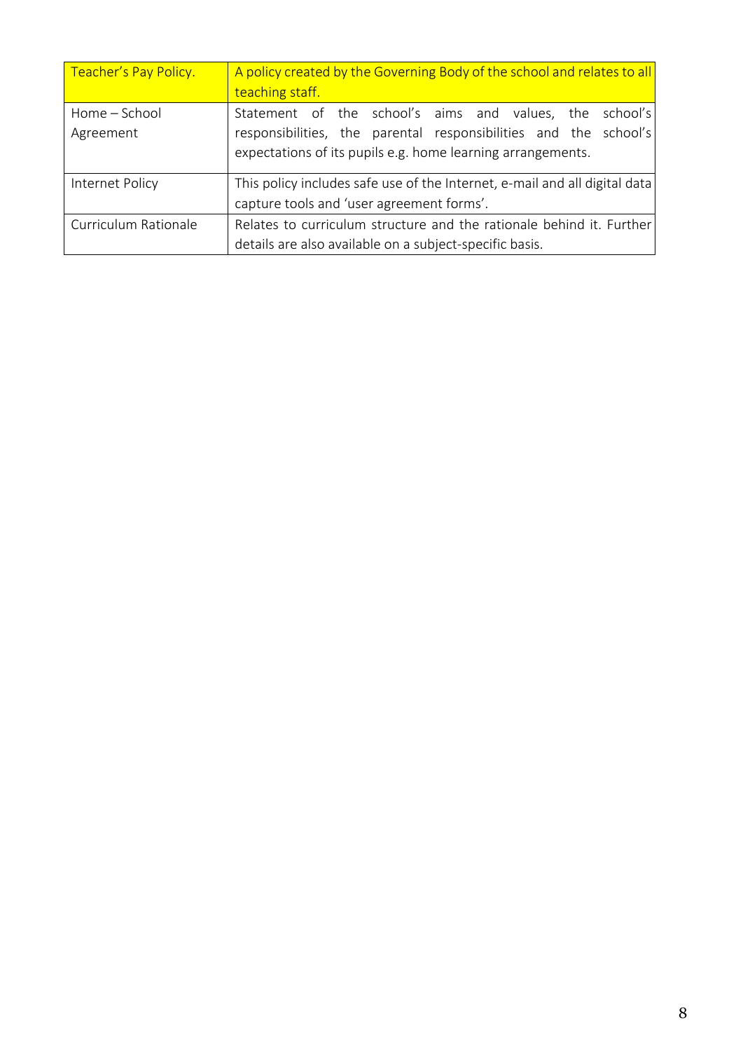| | |
|---|---|
| Teacher's Pay Policy. | A policy created by the Governing Body of the school and relates to all teaching staff. |
| Home – School Agreement | Statement of the school's aims and values, the school's responsibilities, the parental responsibilities and the school's expectations of its pupils e.g. home learning arrangements. |
| Internet Policy | This policy includes safe use of the Internet, e-mail and all digital data capture tools and 'user agreement forms'. |
| Curriculum Rationale | Relates to curriculum structure and the rationale behind it. Further details are also available on a subject-specific basis. |